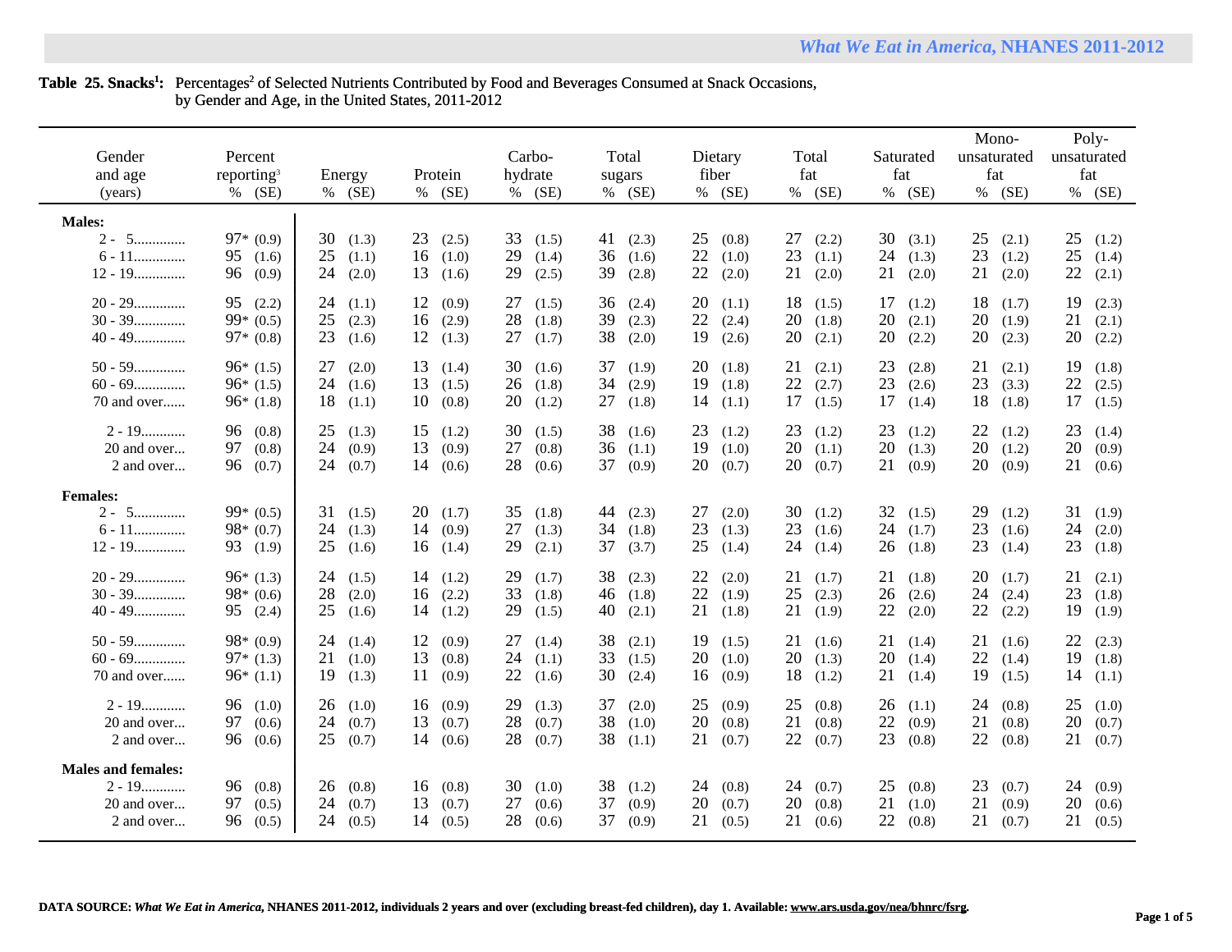**Table 25. Snacks[1]:** Percentages[2] of Selected Nutrients Contributed by Food and Beverages Consumed at Snack Occasions, by Gender and Age, in the United States, 2011-2012

| Gender and age (years) | Percent reporting[3] % (SE) | Energy % (SE) | Protein % (SE) | Carbo-hydrate % (SE) | Total sugars % (SE) | Dietary fiber % (SE) | Total fat % (SE) | Saturated fat % (SE) | Mono-unsaturated fat % (SE) | Poly-unsaturated fat % (SE) |
|---|---|---|---|---|---|---|---|---|---|---|
| **Males:** | | | | | | | | | | |
| 2 - 5 | 97* (0.9) | 30 (1.3) | 23 (2.5) | 33 (1.5) | 41 (2.3) | 25 (0.8) | 27 (2.2) | 30 (3.1) | 25 (2.1) | 25 (1.2) |
| 6 - 11 | 95 (1.6) | 25 (1.1) | 16 (1.0) | 29 (1.4) | 36 (1.6) | 22 (1.0) | 23 (1.1) | 24 (1.3) | 23 (1.2) | 25 (1.4) |
| 12 - 19 | 96 (0.9) | 24 (2.0) | 13 (1.6) | 29 (2.5) | 39 (2.8) | 22 (2.0) | 21 (2.0) | 21 (2.0) | 21 (2.0) | 22 (2.1) |
| 20 - 29 | 95 (2.2) | 24 (1.1) | 12 (0.9) | 27 (1.5) | 36 (2.4) | 20 (1.1) | 18 (1.5) | 17 (1.2) | 18 (1.7) | 19 (2.3) |
| 30 - 39 | 99* (0.5) | 25 (2.3) | 16 (2.9) | 28 (1.8) | 39 (2.3) | 22 (2.4) | 20 (1.8) | 20 (2.1) | 20 (1.9) | 21 (2.1) |
| 40 - 49 | 97* (0.8) | 23 (1.6) | 12 (1.3) | 27 (1.7) | 38 (2.0) | 19 (2.6) | 20 (2.1) | 20 (2.2) | 20 (2.3) | 20 (2.2) |
| 50 - 59 | 96* (1.5) | 27 (2.0) | 13 (1.4) | 30 (1.6) | 37 (1.9) | 20 (1.8) | 21 (2.1) | 23 (2.8) | 21 (2.1) | 19 (1.8) |
| 60 - 69 | 96* (1.5) | 24 (1.6) | 13 (1.5) | 26 (1.8) | 34 (2.9) | 19 (1.8) | 22 (2.7) | 23 (2.6) | 23 (3.3) | 22 (2.5) |
| 70 and over | 96* (1.8) | 18 (1.1) | 10 (0.8) | 20 (1.2) | 27 (1.8) | 14 (1.1) | 17 (1.5) | 17 (1.4) | 18 (1.8) | 17 (1.5) |
| 2 - 19 | 96 (0.8) | 25 (1.3) | 15 (1.2) | 30 (1.5) | 38 (1.6) | 23 (1.2) | 23 (1.2) | 23 (1.2) | 22 (1.2) | 23 (1.4) |
| 20 and over | 97 (0.8) | 24 (0.9) | 13 (0.9) | 27 (0.8) | 36 (1.1) | 19 (1.0) | 20 (1.1) | 20 (1.3) | 20 (1.2) | 20 (0.9) |
| 2 and over | 96 (0.7) | 24 (0.7) | 14 (0.6) | 28 (0.6) | 37 (0.9) | 20 (0.7) | 20 (0.7) | 21 (0.9) | 20 (0.9) | 21 (0.6) |
| **Females:** | | | | | | | | | | |
| 2 - 5 | 99* (0.5) | 31 (1.5) | 20 (1.7) | 35 (1.8) | 44 (2.3) | 27 (2.0) | 30 (1.2) | 32 (1.5) | 29 (1.2) | 31 (1.9) |
| 6 - 11 | 98* (0.7) | 24 (1.3) | 14 (0.9) | 27 (1.3) | 34 (1.8) | 23 (1.3) | 23 (1.6) | 24 (1.7) | 23 (1.6) | 24 (2.0) |
| 12 - 19 | 93 (1.9) | 25 (1.6) | 16 (1.4) | 29 (2.1) | 37 (3.7) | 25 (1.4) | 24 (1.4) | 26 (1.8) | 23 (1.4) | 23 (1.8) |
| 20 - 29 | 96* (1.3) | 24 (1.5) | 14 (1.2) | 29 (1.7) | 38 (2.3) | 22 (2.0) | 21 (1.7) | 21 (1.8) | 20 (1.7) | 21 (2.1) |
| 30 - 39 | 98* (0.6) | 28 (2.0) | 16 (2.2) | 33 (1.8) | 46 (1.8) | 22 (1.9) | 25 (2.3) | 26 (2.6) | 24 (2.4) | 23 (1.8) |
| 40 - 49 | 95 (2.4) | 25 (1.6) | 14 (1.2) | 29 (1.5) | 40 (2.1) | 21 (1.8) | 21 (1.9) | 22 (2.0) | 22 (2.2) | 19 (1.9) |
| 50 - 59 | 98* (0.9) | 24 (1.4) | 12 (0.9) | 27 (1.4) | 38 (2.1) | 19 (1.5) | 21 (1.6) | 21 (1.4) | 21 (1.6) | 22 (2.3) |
| 60 - 69 | 97* (1.3) | 21 (1.0) | 13 (0.8) | 24 (1.1) | 33 (1.5) | 20 (1.0) | 20 (1.3) | 20 (1.4) | 22 (1.4) | 19 (1.8) |
| 70 and over | 96* (1.1) | 19 (1.3) | 11 (0.9) | 22 (1.6) | 30 (2.4) | 16 (0.9) | 18 (1.2) | 21 (1.4) | 19 (1.5) | 14 (1.1) |
| 2 - 19 | 96 (1.0) | 26 (1.0) | 16 (0.9) | 29 (1.3) | 37 (2.0) | 25 (0.9) | 25 (0.8) | 26 (1.1) | 24 (0.8) | 25 (1.0) |
| 20 and over | 97 (0.6) | 24 (0.7) | 13 (0.7) | 28 (0.7) | 38 (1.0) | 20 (0.8) | 21 (0.8) | 22 (0.9) | 21 (0.8) | 20 (0.7) |
| 2 and over | 96 (0.6) | 25 (0.7) | 14 (0.6) | 28 (0.7) | 38 (1.1) | 21 (0.7) | 22 (0.7) | 23 (0.8) | 22 (0.8) | 21 (0.7) |
| **Males and females:** | | | | | | | | | | |
| 2 - 19 | 96 (0.8) | 26 (0.8) | 16 (0.8) | 30 (1.0) | 38 (1.2) | 24 (0.8) | 24 (0.7) | 25 (0.8) | 23 (0.7) | 24 (0.9) |
| 20 and over | 97 (0.5) | 24 (0.7) | 13 (0.7) | 27 (0.6) | 37 (0.9) | 20 (0.7) | 20 (0.8) | 21 (1.0) | 21 (0.9) | 20 (0.6) |
| 2 and over | 96 (0.5) | 24 (0.5) | 14 (0.5) | 28 (0.6) | 37 (0.9) | 21 (0.5) | 21 (0.6) | 22 (0.8) | 21 (0.7) | 21 (0.5) |

**DATA SOURCE:** ***What We Eat in America*, NHANES 2011-2012, individuals 2 years and over (excluding breast-fed children), day 1. Available: www.ars.usda.gov/nea/bhnrc/fsrg.**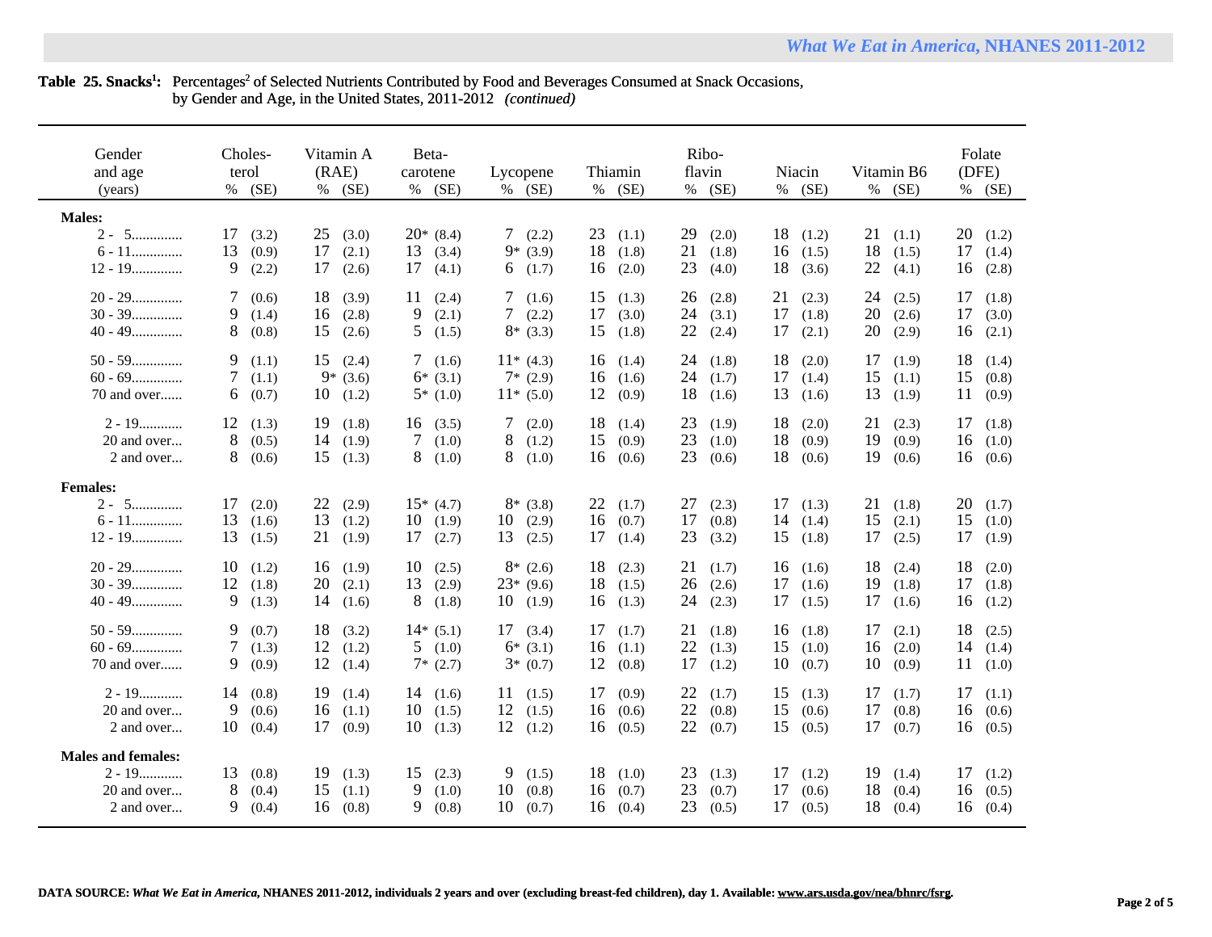**Table 25. Snacks[1]:** Percentages[2] of Selected Nutrients Contributed by Food and Beverages Consumed at Snack Occasions, by Gender and Age, in the United States, 2011-2012 *(continued)*

| Gender and age (years) | Cholesterol % | (SE) | Vitamin A (RAE) % | (SE) | Beta-carotene % | (SE) | Lycopene % | (SE) | Thiamin % | (SE) | Riboflavin % | (SE) | Niacin % | (SE) | Vitamin B6 % | (SE) | Folate (DFE) % | (SE) |
|---|---|---|---|---|---|---|---|---|---|---|---|---|---|---|---|---|---|---|
| **Males:** | | | | | | | | | | | | | | | | | | |
| 2 - 5 | 17 | (3.2) | 25 | (3.0) | 20* | (8.4) | 7 | (2.2) | 23 | (1.1) | 29 | (2.0) | 18 | (1.2) | 21 | (1.1) | 20 | (1.2) |
| 6 - 11 | 13 | (0.9) | 17 | (2.1) | 13 | (3.4) | 9* | (3.9) | 18 | (1.8) | 21 | (1.8) | 16 | (1.5) | 18 | (1.5) | 17 | (1.4) |
| 12 - 19 | 9 | (2.2) | 17 | (2.6) | 17 | (4.1) | 6 | (1.7) | 16 | (2.0) | 23 | (4.0) | 18 | (3.6) | 22 | (4.1) | 16 | (2.8) |
| 20 - 29 | 7 | (0.6) | 18 | (3.9) | 11 | (2.4) | 7 | (1.6) | 15 | (1.3) | 26 | (2.8) | 21 | (2.3) | 24 | (2.5) | 17 | (1.8) |
| 30 - 39 | 9 | (1.4) | 16 | (2.8) | 9 | (2.1) | 7 | (2.2) | 17 | (3.0) | 24 | (3.1) | 17 | (1.8) | 20 | (2.6) | 17 | (3.0) |
| 40 - 49 | 8 | (0.8) | 15 | (2.6) | 5 | (1.5) | 8* | (3.3) | 15 | (1.8) | 22 | (2.4) | 17 | (2.1) | 20 | (2.9) | 16 | (2.1) |
| 50 - 59 | 9 | (1.1) | 15 | (2.4) | 7 | (1.6) | 11* | (4.3) | 16 | (1.4) | 24 | (1.8) | 18 | (2.0) | 17 | (1.9) | 18 | (1.4) |
| 60 - 69 | 7 | (1.1) | 9* | (3.6) | 6* | (3.1) | 7* | (2.9) | 16 | (1.6) | 24 | (1.7) | 17 | (1.4) | 15 | (1.1) | 15 | (0.8) |
| 70 and over | 6 | (0.7) | 10 | (1.2) | 5* | (1.0) | 11* | (5.0) | 12 | (0.9) | 18 | (1.6) | 13 | (1.6) | 13 | (1.9) | 11 | (0.9) |
| 2 - 19 | 12 | (1.3) | 19 | (1.8) | 16 | (3.5) | 7 | (2.0) | 18 | (1.4) | 23 | (1.9) | 18 | (2.0) | 21 | (2.3) | 17 | (1.8) |
| 20 and over | 8 | (0.5) | 14 | (1.9) | 7 | (1.0) | 8 | (1.2) | 15 | (0.9) | 23 | (1.0) | 18 | (0.9) | 19 | (0.9) | 16 | (1.0) |
| 2 and over | 8 | (0.6) | 15 | (1.3) | 8 | (1.0) | 8 | (1.0) | 16 | (0.6) | 23 | (0.6) | 18 | (0.6) | 19 | (0.6) | 16 | (0.6) |
| **Females:** | | | | | | | | | | | | | | | | | | |
| 2 - 5 | 17 | (2.0) | 22 | (2.9) | 15* | (4.7) | 8* | (3.8) | 22 | (1.7) | 27 | (2.3) | 17 | (1.3) | 21 | (1.8) | 20 | (1.7) |
| 6 - 11 | 13 | (1.6) | 13 | (1.2) | 10 | (1.9) | 10 | (2.9) | 16 | (0.7) | 17 | (0.8) | 14 | (1.4) | 15 | (2.1) | 15 | (1.0) |
| 12 - 19 | 13 | (1.5) | 21 | (1.9) | 17 | (2.7) | 13 | (2.5) | 17 | (1.4) | 23 | (3.2) | 15 | (1.8) | 17 | (2.5) | 17 | (1.9) |
| 20 - 29 | 10 | (1.2) | 16 | (1.9) | 10 | (2.5) | 8* | (2.6) | 18 | (2.3) | 21 | (1.7) | 16 | (1.6) | 18 | (2.4) | 18 | (2.0) |
| 30 - 39 | 12 | (1.8) | 20 | (2.1) | 13 | (2.9) | 23* | (9.6) | 18 | (1.5) | 26 | (2.6) | 17 | (1.6) | 19 | (1.8) | 17 | (1.8) |
| 40 - 49 | 9 | (1.3) | 14 | (1.6) | 8 | (1.8) | 10 | (1.9) | 16 | (1.3) | 24 | (2.3) | 17 | (1.5) | 17 | (1.6) | 16 | (1.2) |
| 50 - 59 | 9 | (0.7) | 18 | (3.2) | 14* | (5.1) | 17 | (3.4) | 17 | (1.7) | 21 | (1.8) | 16 | (1.8) | 17 | (2.1) | 18 | (2.5) |
| 60 - 69 | 7 | (1.3) | 12 | (1.2) | 5 | (1.0) | 6* | (3.1) | 16 | (1.1) | 22 | (1.3) | 15 | (1.0) | 16 | (2.0) | 14 | (1.4) |
| 70 and over | 9 | (0.9) | 12 | (1.4) | 7* | (2.7) | 3* | (0.7) | 12 | (0.8) | 17 | (1.2) | 10 | (0.7) | 10 | (0.9) | 11 | (1.0) |
| 2 - 19 | 14 | (0.8) | 19 | (1.4) | 14 | (1.6) | 11 | (1.5) | 17 | (0.9) | 22 | (1.7) | 15 | (1.3) | 17 | (1.7) | 17 | (1.1) |
| 20 and over | 9 | (0.6) | 16 | (1.1) | 10 | (1.5) | 12 | (1.5) | 16 | (0.6) | 22 | (0.8) | 15 | (0.6) | 17 | (0.8) | 16 | (0.6) |
| 2 and over | 10 | (0.4) | 17 | (0.9) | 10 | (1.3) | 12 | (1.2) | 16 | (0.5) | 22 | (0.7) | 15 | (0.5) | 17 | (0.7) | 16 | (0.5) |
| **Males and females:** | | | | | | | | | | | | | | | | | | |
| 2 - 19 | 13 | (0.8) | 19 | (1.3) | 15 | (2.3) | 9 | (1.5) | 18 | (1.0) | 23 | (1.3) | 17 | (1.2) | 19 | (1.4) | 17 | (1.2) |
| 20 and over | 8 | (0.4) | 15 | (1.1) | 9 | (1.0) | 10 | (0.8) | 16 | (0.7) | 23 | (0.7) | 17 | (0.6) | 18 | (0.4) | 16 | (0.5) |
| 2 and over | 9 | (0.4) | 16 | (0.8) | 9 | (0.8) | 10 | (0.7) | 16 | (0.4) | 23 | (0.5) | 17 | (0.5) | 18 | (0.4) | 16 | (0.4) |

**DATA SOURCE:** ***What We Eat in America*, NHANES 2011-2012, individuals 2 years and over (excluding breast-fed children), day 1. Available: www.ars.usda.gov/nea/bhnrc/fsrg.**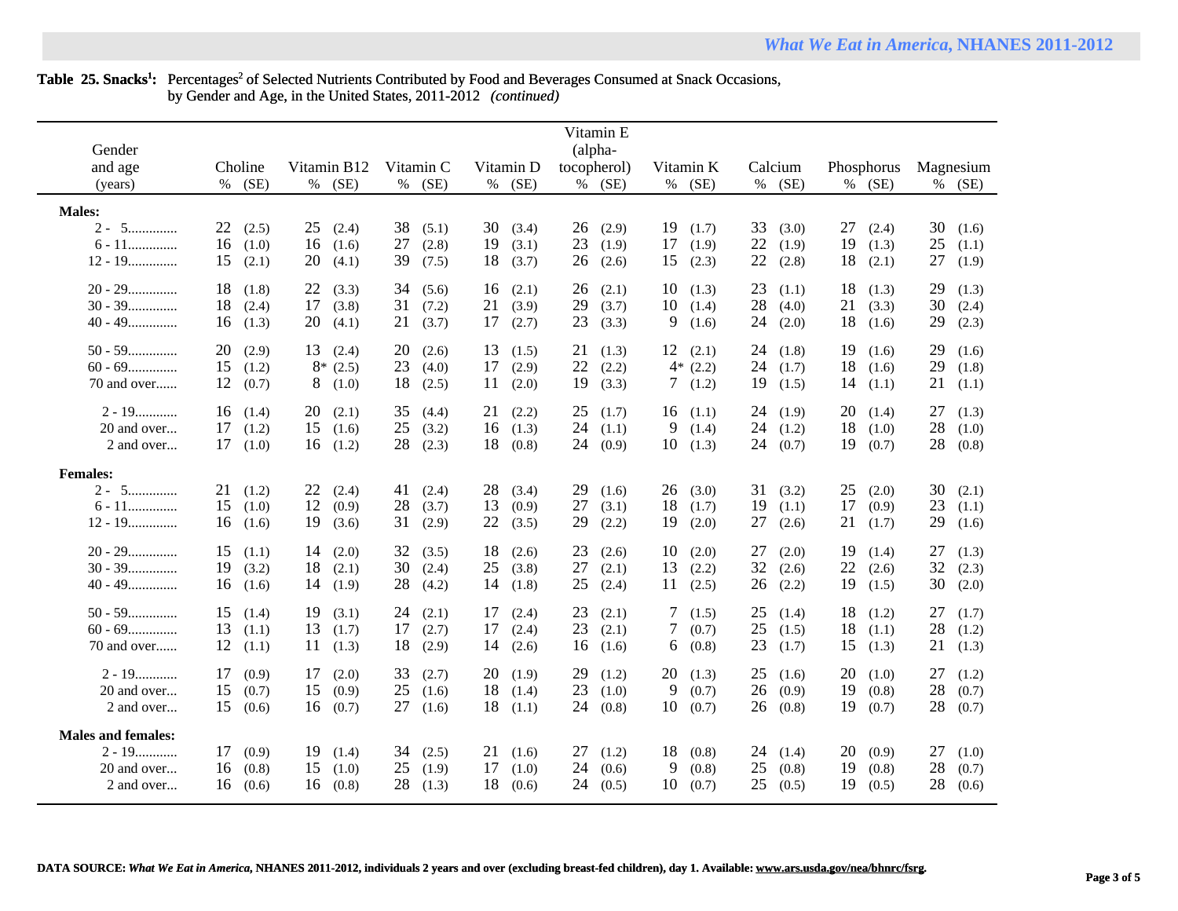**Table 25. Snacks[1]:** Percentages[2] of Selected Nutrients Contributed by Food and Beverages Consumed at Snack Occasions, by Gender and Age, in the United States, 2011-2012 *(continued)*

| Gender and age (years) | Choline % | (SE) | Vitamin B12 % | (SE) | Vitamin C % | (SE) | Vitamin D % | (SE) | Vitamin E (alpha-tocopherol) % | (SE) | Vitamin K % | (SE) | Calcium % | (SE) | Phosphorus % | (SE) | Magnesium % | (SE) |
|---|---|---|---|---|---|---|---|---|---|---|---|---|---|---|---|---|---|---|
| **Males:** | | | | | | | | | | | | | | | | | | |
| 2 - 5 | 22 | (2.5) | 25 | (2.4) | 38 | (5.1) | 30 | (3.4) | 26 | (2.9) | 19 | (1.7) | 33 | (3.0) | 27 | (2.4) | 30 | (1.6) |
| 6 - 11 | 16 | (1.0) | 16 | (1.6) | 27 | (2.8) | 19 | (3.1) | 23 | (1.9) | 17 | (1.9) | 22 | (1.9) | 19 | (1.3) | 25 | (1.1) |
| 12 - 19 | 15 | (2.1) | 20 | (4.1) | 39 | (7.5) | 18 | (3.7) | 26 | (2.6) | 15 | (2.3) | 22 | (2.8) | 18 | (2.1) | 27 | (1.9) |
| 20 - 29 | 18 | (1.8) | 22 | (3.3) | 34 | (5.6) | 16 | (2.1) | 26 | (2.1) | 10 | (1.3) | 23 | (1.1) | 18 | (1.3) | 29 | (1.3) |
| 30 - 39 | 18 | (2.4) | 17 | (3.8) | 31 | (7.2) | 21 | (3.9) | 29 | (3.7) | 10 | (1.4) | 28 | (4.0) | 21 | (3.3) | 30 | (2.4) |
| 40 - 49 | 16 | (1.3) | 20 | (4.1) | 21 | (3.7) | 17 | (2.7) | 23 | (3.3) | 9 | (1.6) | 24 | (2.0) | 18 | (1.6) | 29 | (2.3) |
| 50 - 59 | 20 | (2.9) | 13 | (2.4) | 20 | (2.6) | 13 | (1.5) | 21 | (1.3) | 12 | (2.1) | 24 | (1.8) | 19 | (1.6) | 29 | (1.6) |
| 60 - 69 | 15 | (1.2) | 8* | (2.5) | 23 | (4.0) | 17 | (2.9) | 22 | (2.2) | 4* | (2.2) | 24 | (1.7) | 18 | (1.6) | 29 | (1.8) |
| 70 and over | 12 | (0.7) | 8 | (1.0) | 18 | (2.5) | 11 | (2.0) | 19 | (3.3) | 7 | (1.2) | 19 | (1.5) | 14 | (1.1) | 21 | (1.1) |
| 2 - 19 | 16 | (1.4) | 20 | (2.1) | 35 | (4.4) | 21 | (2.2) | 25 | (1.7) | 16 | (1.1) | 24 | (1.9) | 20 | (1.4) | 27 | (1.3) |
| 20 and over | 17 | (1.2) | 15 | (1.6) | 25 | (3.2) | 16 | (1.3) | 24 | (1.1) | 9 | (1.4) | 24 | (1.2) | 18 | (1.0) | 28 | (1.0) |
| 2 and over | 17 | (1.0) | 16 | (1.2) | 28 | (2.3) | 18 | (0.8) | 24 | (0.9) | 10 | (1.3) | 24 | (0.7) | 19 | (0.7) | 28 | (0.8) |
| **Females:** | | | | | | | | | | | | | | | | | | |
| 2 - 5 | 21 | (1.2) | 22 | (2.4) | 41 | (2.4) | 28 | (3.4) | 29 | (1.6) | 26 | (3.0) | 31 | (3.2) | 25 | (2.0) | 30 | (2.1) |
| 6 - 11 | 15 | (1.0) | 12 | (0.9) | 28 | (3.7) | 13 | (0.9) | 27 | (3.1) | 18 | (1.7) | 19 | (1.1) | 17 | (0.9) | 23 | (1.1) |
| 12 - 19 | 16 | (1.6) | 19 | (3.6) | 31 | (2.9) | 22 | (3.5) | 29 | (2.2) | 19 | (2.0) | 27 | (2.6) | 21 | (1.7) | 29 | (1.6) |
| 20 - 29 | 15 | (1.1) | 14 | (2.0) | 32 | (3.5) | 18 | (2.6) | 23 | (2.6) | 10 | (2.0) | 27 | (2.0) | 19 | (1.4) | 27 | (1.3) |
| 30 - 39 | 19 | (3.2) | 18 | (2.1) | 30 | (2.4) | 25 | (3.8) | 27 | (2.1) | 13 | (2.2) | 32 | (2.6) | 22 | (2.6) | 32 | (2.3) |
| 40 - 49 | 16 | (1.6) | 14 | (1.9) | 28 | (4.2) | 14 | (1.8) | 25 | (2.4) | 11 | (2.5) | 26 | (2.2) | 19 | (1.5) | 30 | (2.0) |
| 50 - 59 | 15 | (1.4) | 19 | (3.1) | 24 | (2.1) | 17 | (2.4) | 23 | (2.1) | 7 | (1.5) | 25 | (1.4) | 18 | (1.2) | 27 | (1.7) |
| 60 - 69 | 13 | (1.1) | 13 | (1.7) | 17 | (2.7) | 17 | (2.4) | 23 | (2.1) | 7 | (0.7) | 25 | (1.5) | 18 | (1.1) | 28 | (1.2) |
| 70 and over | 12 | (1.1) | 11 | (1.3) | 18 | (2.9) | 14 | (2.6) | 16 | (1.6) | 6 | (0.8) | 23 | (1.7) | 15 | (1.3) | 21 | (1.3) |
| 2 - 19 | 17 | (0.9) | 17 | (2.0) | 33 | (2.7) | 20 | (1.9) | 29 | (1.2) | 20 | (1.3) | 25 | (1.6) | 20 | (1.0) | 27 | (1.2) |
| 20 and over | 15 | (0.7) | 15 | (0.9) | 25 | (1.6) | 18 | (1.4) | 23 | (1.0) | 9 | (0.7) | 26 | (0.9) | 19 | (0.8) | 28 | (0.7) |
| 2 and over | 15 | (0.6) | 16 | (0.7) | 27 | (1.6) | 18 | (1.1) | 24 | (0.8) | 10 | (0.7) | 26 | (0.8) | 19 | (0.7) | 28 | (0.7) |
| **Males and females:** | | | | | | | | | | | | | | | | | | |
| 2 - 19 | 17 | (0.9) | 19 | (1.4) | 34 | (2.5) | 21 | (1.6) | 27 | (1.2) | 18 | (0.8) | 24 | (1.4) | 20 | (0.9) | 27 | (1.0) |
| 20 and over | 16 | (0.8) | 15 | (1.0) | 25 | (1.9) | 17 | (1.0) | 24 | (0.6) | 9 | (0.8) | 25 | (0.8) | 19 | (0.8) | 28 | (0.7) |
| 2 and over | 16 | (0.6) | 16 | (0.8) | 28 | (1.3) | 18 | (0.6) | 24 | (0.5) | 10 | (0.7) | 25 | (0.5) | 19 | (0.5) | 28 | (0.6) |

**DATA SOURCE:** ***What We Eat in America*, NHANES 2011-2012, individuals 2 years and over (excluding breast-fed children), day 1. Available: www.ars.usda.gov/nea/bhnrc/fsrg.**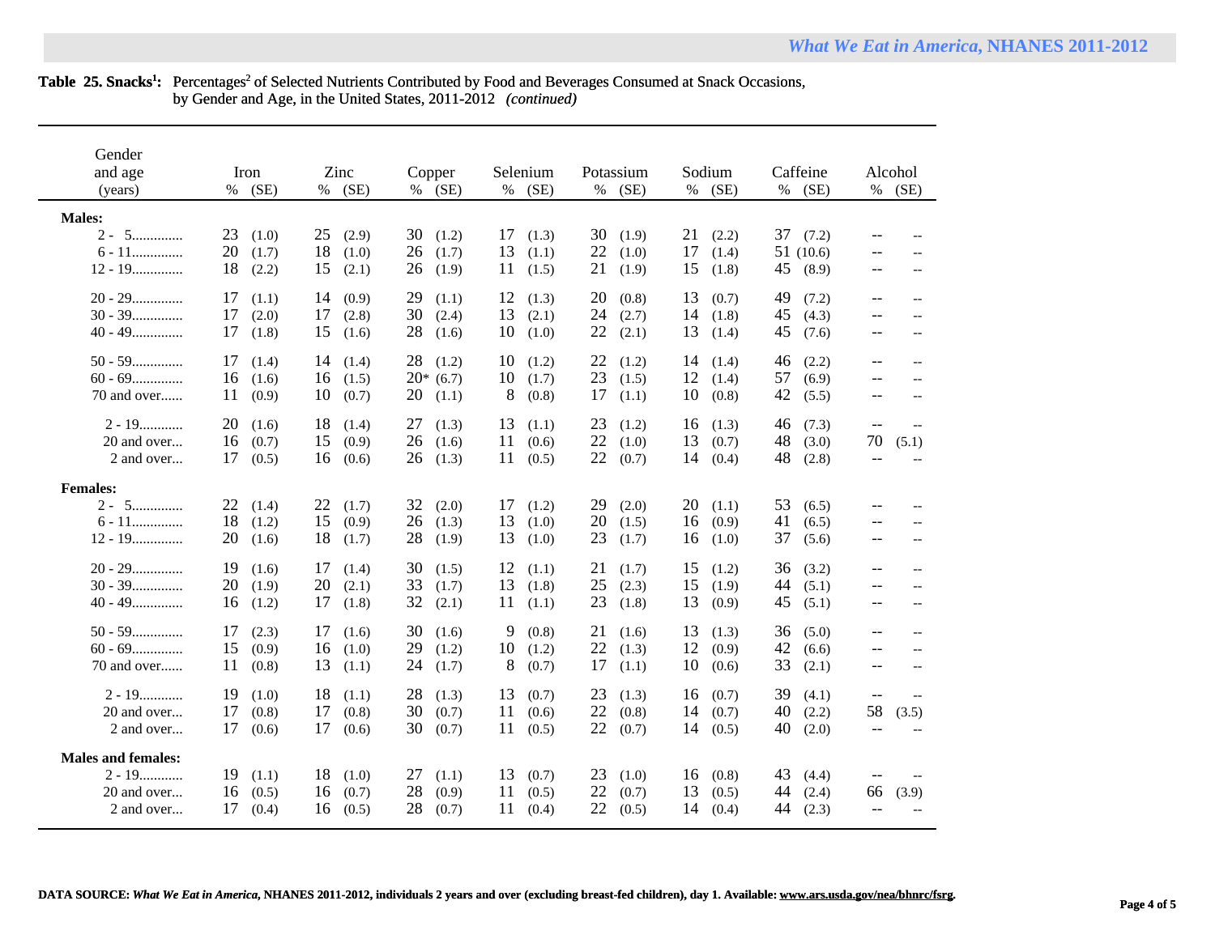**Table 25. Snacks[1]:** Percentages[2] of Selected Nutrients Contributed by Food and Beverages Consumed at Snack Occasions, by Gender and Age, in the United States, 2011-2012 *(continued)*

| Gender and age (years) | Iron % | Iron (SE) | Zinc % | Zinc (SE) | Copper % | Copper (SE) | Selenium % | Selenium (SE) | Potassium % | Potassium (SE) | Sodium % | Sodium (SE) | Caffeine % | Caffeine (SE) | Alcohol % | Alcohol (SE) |
|---|---|---|---|---|---|---|---|---|---|---|---|---|---|---|---|---|
| **Males:** | | | | | | | | | | | | | | | | |
| 2 - 5............. | 23 | (1.0) | 25 | (2.9) | 30 | (1.2) | 17 | (1.3) | 30 | (1.9) | 21 | (2.2) | 37 | (7.2) | -- | -- |
| 6 - 11............. | 20 | (1.7) | 18 | (1.0) | 26 | (1.7) | 13 | (1.1) | 22 | (1.0) | 17 | (1.4) | 51 | (10.6) | -- | -- |
| 12 - 19............. | 18 | (2.2) | 15 | (2.1) | 26 | (1.9) | 11 | (1.5) | 21 | (1.9) | 15 | (1.8) | 45 | (8.9) | -- | -- |
| 20 - 29............. | 17 | (1.1) | 14 | (0.9) | 29 | (1.1) | 12 | (1.3) | 20 | (0.8) | 13 | (0.7) | 49 | (7.2) | -- | -- |
| 30 - 39............. | 17 | (2.0) | 17 | (2.8) | 30 | (2.4) | 13 | (2.1) | 24 | (2.7) | 14 | (1.8) | 45 | (4.3) | -- | -- |
| 40 - 49............. | 17 | (1.8) | 15 | (1.6) | 28 | (1.6) | 10 | (1.0) | 22 | (2.1) | 13 | (1.4) | 45 | (7.6) | -- | -- |
| 50 - 59............. | 17 | (1.4) | 14 | (1.4) | 28 | (1.2) | 10 | (1.2) | 22 | (1.2) | 14 | (1.4) | 46 | (2.2) | -- | -- |
| 60 - 69............. | 16 | (1.6) | 16 | (1.5) | 20* | (6.7) | 10 | (1.7) | 23 | (1.5) | 12 | (1.4) | 57 | (6.9) | -- | -- |
| 70 and over...... | 11 | (0.9) | 10 | (0.7) | 20 | (1.1) | 8 | (0.8) | 17 | (1.1) | 10 | (0.8) | 42 | (5.5) | -- | -- |
| 2 - 19........... | 20 | (1.6) | 18 | (1.4) | 27 | (1.3) | 13 | (1.1) | 23 | (1.2) | 16 | (1.3) | 46 | (7.3) | -- | -- |
| 20 and over... | 16 | (0.7) | 15 | (0.9) | 26 | (1.6) | 11 | (0.6) | 22 | (1.0) | 13 | (0.7) | 48 | (3.0) | 70 | (5.1) |
| 2 and over... | 17 | (0.5) | 16 | (0.6) | 26 | (1.3) | 11 | (0.5) | 22 | (0.7) | 14 | (0.4) | 48 | (2.8) | -- | -- |
| **Females:** | | | | | | | | | | | | | | | | |
| 2 - 5............. | 22 | (1.4) | 22 | (1.7) | 32 | (2.0) | 17 | (1.2) | 29 | (2.0) | 20 | (1.1) | 53 | (6.5) | -- | -- |
| 6 - 11............. | 18 | (1.2) | 15 | (0.9) | 26 | (1.3) | 13 | (1.0) | 20 | (1.5) | 16 | (0.9) | 41 | (6.5) | -- | -- |
| 12 - 19............. | 20 | (1.6) | 18 | (1.7) | 28 | (1.9) | 13 | (1.0) | 23 | (1.7) | 16 | (1.0) | 37 | (5.6) | -- | -- |
| 20 - 29............. | 19 | (1.6) | 17 | (1.4) | 30 | (1.5) | 12 | (1.1) | 21 | (1.7) | 15 | (1.2) | 36 | (3.2) | -- | -- |
| 30 - 39............. | 20 | (1.9) | 20 | (2.1) | 33 | (1.7) | 13 | (1.8) | 25 | (2.3) | 15 | (1.9) | 44 | (5.1) | -- | -- |
| 40 - 49............. | 16 | (1.2) | 17 | (1.8) | 32 | (2.1) | 11 | (1.1) | 23 | (1.8) | 13 | (0.9) | 45 | (5.1) | -- | -- |
| 50 - 59............. | 17 | (2.3) | 17 | (1.6) | 30 | (1.6) | 9 | (0.8) | 21 | (1.6) | 13 | (1.3) | 36 | (5.0) | -- | -- |
| 60 - 69............. | 15 | (0.9) | 16 | (1.0) | 29 | (1.2) | 10 | (1.2) | 22 | (1.3) | 12 | (0.9) | 42 | (6.6) | -- | -- |
| 70 and over...... | 11 | (0.8) | 13 | (1.1) | 24 | (1.7) | 8 | (0.7) | 17 | (1.1) | 10 | (0.6) | 33 | (2.1) | -- | -- |
| 2 - 19........... | 19 | (1.0) | 18 | (1.1) | 28 | (1.3) | 13 | (0.7) | 23 | (1.3) | 16 | (0.7) | 39 | (4.1) | -- | -- |
| 20 and over... | 17 | (0.8) | 17 | (0.8) | 30 | (0.7) | 11 | (0.6) | 22 | (0.8) | 14 | (0.7) | 40 | (2.2) | 58 | (3.5) |
| 2 and over... | 17 | (0.6) | 17 | (0.6) | 30 | (0.7) | 11 | (0.5) | 22 | (0.7) | 14 | (0.5) | 40 | (2.0) | -- | -- |
| **Males and females:** | | | | | | | | | | | | | | | | |
| 2 - 19........... | 19 | (1.1) | 18 | (1.0) | 27 | (1.1) | 13 | (0.7) | 23 | (1.0) | 16 | (0.8) | 43 | (4.4) | -- | -- |
| 20 and over... | 16 | (0.5) | 16 | (0.7) | 28 | (0.9) | 11 | (0.5) | 22 | (0.7) | 13 | (0.5) | 44 | (2.4) | 66 | (3.9) |
| 2 and over... | 17 | (0.4) | 16 | (0.5) | 28 | (0.7) | 11 | (0.4) | 22 | (0.5) | 14 | (0.4) | 44 | (2.3) | -- | -- |

**DATA SOURCE:** ***What We Eat in America*, NHANES 2011-2012, individuals 2 years and over (excluding breast-fed children), day 1. Available: www.ars.usda.gov/nea/bhnrc/fsrg.**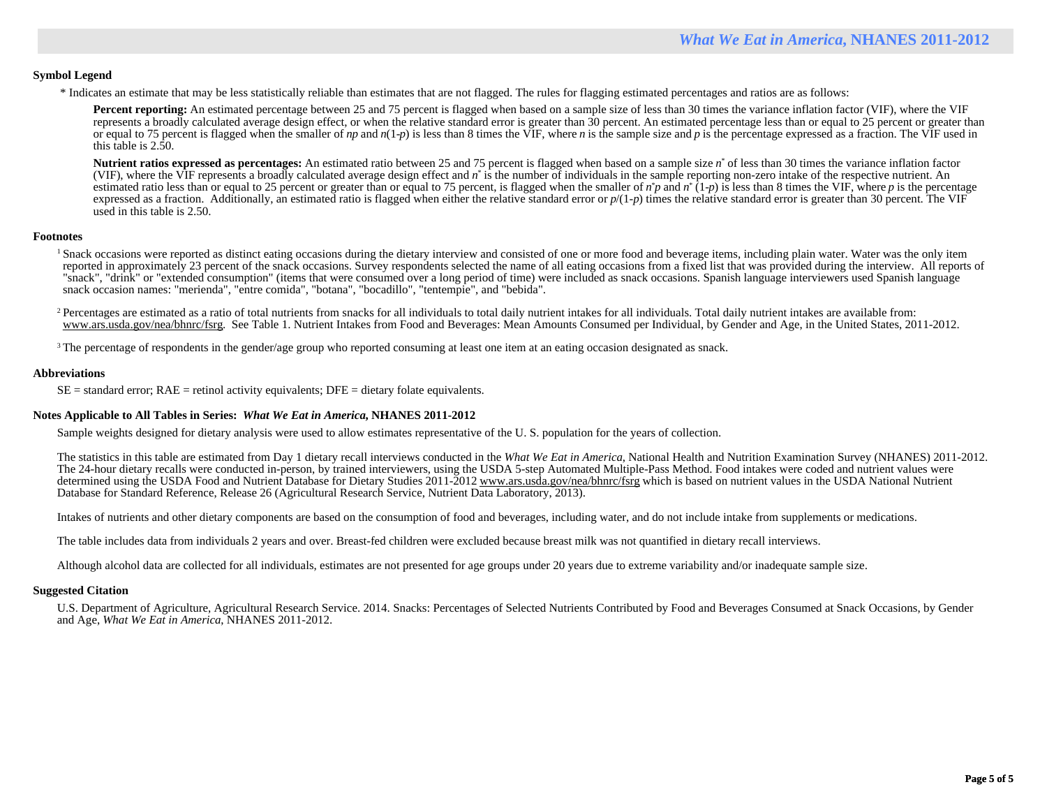## Symbol Legend

* Indicates an estimate that may be less statistically reliable than estimates that are not flagged. The rules for flagging estimated percentages and ratios are as follows:

**Percent reporting:** An estimated percentage between 25 and 75 percent is flagged when based on a sample size of less than 30 times the variance inflation factor (VIF), where the VIF represents a broadly calculated average design effect, or when the relative standard error is greater than 30 percent. An estimated percentage less than or equal to 25 percent or greater than or equal to 75 percent is flagged when the smaller of $np$ and $n(1\text{-}p)$ is less than 8 times the VIF, where $n$ is the sample size and $p$ is the percentage expressed as a fraction. The VIF used in this table is 2.50.

**Nutrient ratios expressed as percentages:** An estimated ratio between 25 and 75 percent is flagged when based on a sample size $n^*$ of less than 30 times the variance inflation factor (VIF), where the VIF represents a broadly calculated average design effect and $n^*$ is the number of individuals in the sample reporting non-zero intake of the respective nutrient. An estimated ratio less than or equal to 25 percent or greater than or equal to 75 percent, is flagged when the smaller of $n^*p$ and $n^*(1\text{-}p)$ is less than 8 times the VIF, where $p$ is the percentage expressed as a fraction. Additionally, an estimated ratio is flagged when either the relative standard error or $p/(1\text{-}p)$ times the relative standard error is greater than 30 percent. The VIF used in this table is 2.50.

## Footnotes

[1] Snack occasions were reported as distinct eating occasions during the dietary interview and consisted of one or more food and beverage items, including plain water. Water was the only item reported in approximately 23 percent of the snack occasions. Survey respondents selected the name of all eating occasions from a fixed list that was provided during the interview. All reports of "snack", "drink" or "extended consumption" (items that were consumed over a long period of time) were included as snack occasions. Spanish language interviewers used Spanish language snack occasion names: "merienda", "entre comida", "botana", "bocadillo", "tentempie", and "bebida".

[2] Percentages are estimated as a ratio of total nutrients from snacks for all individuals to total daily nutrient intakes for all individuals. Total daily nutrient intakes are available from: www.ars.usda.gov/nea/bhnrc/fsrg. See Table 1. Nutrient Intakes from Food and Beverages: Mean Amounts Consumed per Individual, by Gender and Age, in the United States, 2011-2012.

[3] The percentage of respondents in the gender/age group who reported consuming at least one item at an eating occasion designated as snack.

## Abbreviations

SE = standard error; RAE = retinol activity equivalents; DFE = dietary folate equivalents.

## Notes Applicable to All Tables in Series: *What We Eat in America*, NHANES 2011-2012

Sample weights designed for dietary analysis were used to allow estimates representative of the U. S. population for the years of collection.

The statistics in this table are estimated from Day 1 dietary recall interviews conducted in the *What We Eat in America*, National Health and Nutrition Examination Survey (NHANES) 2011-2012. The 24-hour dietary recalls were conducted in-person, by trained interviewers, using the USDA 5-step Automated Multiple-Pass Method. Food intakes were coded and nutrient values were determined using the USDA Food and Nutrient Database for Dietary Studies 2011-2012 www.ars.usda.gov/nea/bhnrc/fsrg which is based on nutrient values in the USDA National Nutrient Database for Standard Reference, Release 26 (Agricultural Research Service, Nutrient Data Laboratory, 2013).

Intakes of nutrients and other dietary components are based on the consumption of food and beverages, including water, and do not include intake from supplements or medications.

The table includes data from individuals 2 years and over. Breast-fed children were excluded because breast milk was not quantified in dietary recall interviews.

Although alcohol data are collected for all individuals, estimates are not presented for age groups under 20 years due to extreme variability and/or inadequate sample size.

## Suggested Citation

U.S. Department of Agriculture, Agricultural Research Service. 2014. Snacks: Percentages of Selected Nutrients Contributed by Food and Beverages Consumed at Snack Occasions, by Gender and Age, *What We Eat in America*, NHANES 2011-2012.